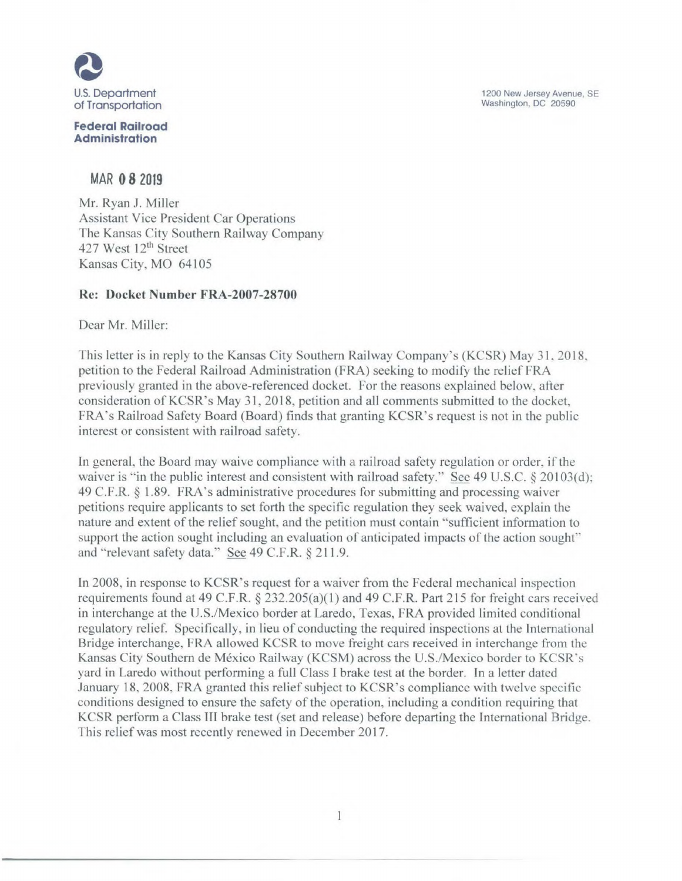U.S. Department of Transportation

**Federal Railroad Administration**

1200 New Jersey Avenue, SE
Washington, DC 20590

MAR 08 2019

Mr. Ryan J. Miller
Assistant Vice President Car Operations
The Kansas City Southern Railway Company
427 West 12th Street
Kansas City, MO 64105

**Re: Docket Number FRA-2007-28700**

Dear Mr. Miller:

This letter is in reply to the Kansas City Southern Railway Company's (KCSR) May 31, 2018, petition to the Federal Railroad Administration (FRA) seeking to modify the relief FRA previously granted in the above-referenced docket. For the reasons explained below, after consideration of KCSR's May 31, 2018, petition and all comments submitted to the docket, FRA's Railroad Safety Board (Board) finds that granting KCSR's request is not in the public interest or consistent with railroad safety.

In general, the Board may waive compliance with a railroad safety regulation or order, if the waiver is "in the public interest and consistent with railroad safety." See 49 U.S.C. § 20103(d); 49 C.F.R. § 1.89. FRA's administrative procedures for submitting and processing waiver petitions require applicants to set forth the specific regulation they seek waived, explain the nature and extent of the relief sought, and the petition must contain "sufficient information to support the action sought including an evaluation of anticipated impacts of the action sought" and "relevant safety data." See 49 C.F.R. § 211.9.

In 2008, in response to KCSR's request for a waiver from the Federal mechanical inspection requirements found at 49 C.F.R. § 232.205(a)(1) and 49 C.F.R. Part 215 for freight cars received in interchange at the U.S./Mexico border at Laredo, Texas, FRA provided limited conditional regulatory relief. Specifically, in lieu of conducting the required inspections at the International Bridge interchange, FRA allowed KCSR to move freight cars received in interchange from the Kansas City Southern de México Railway (KCSM) across the U.S./Mexico border to KCSR's yard in Laredo without performing a full Class I brake test at the border. In a letter dated January 18, 2008, FRA granted this relief subject to KCSR's compliance with twelve specific conditions designed to ensure the safety of the operation, including a condition requiring that KCSR perform a Class III brake test (set and release) before departing the International Bridge. This relief was most recently renewed in December 2017.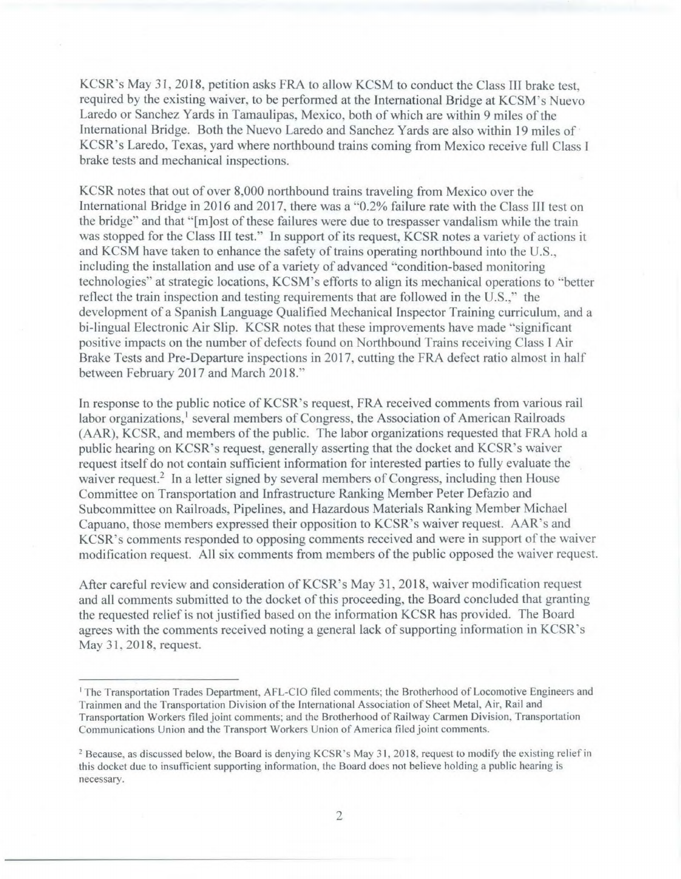KCSR's May 31, 2018, petition asks FRA to allow KCSM to conduct the Class III brake test, required by the existing waiver, to be performed at the International Bridge at KCSM's Nuevo Laredo or Sanchez Yards in Tamaulipas, Mexico, both of which are within 9 miles of the International Bridge. Both the Nuevo Laredo and Sanchez Yards are also within 19 miles of KCSR's Laredo, Texas, yard where northbound trains coming from Mexico receive full Class I brake tests and mechanical inspections.

KCSR notes that out of over 8,000 northbound trains traveling from Mexico over the International Bridge in 2016 and 2017, there was a "0.2% failure rate with the Class III test on the bridge" and that "[m]ost of these failures were due to trespasser vandalism while the train was stopped for the Class III test." In support of its request, KCSR notes a variety of actions it and KCSM have taken to enhance the safety of trains operating northbound into the U.S., including the installation and use of a variety of advanced "condition-based monitoring technologies" at strategic locations, KCSM's efforts to align its mechanical operations to "better reflect the train inspection and testing requirements that are followed in the U.S.," the development of a Spanish Language Qualified Mechanical Inspector Training curriculum, and a bi-lingual Electronic Air Slip. KCSR notes that these improvements have made "significant positive impacts on the number of defects found on Northbound Trains receiving Class I Air Brake Tests and Pre-Departure inspections in 2017, cutting the FRA defect ratio almost in half between February 2017 and March 2018."

In response to the public notice of KCSR's request, FRA received comments from various rail labor organizations,[1] several members of Congress, the Association of American Railroads (AAR), KCSR, and members of the public. The labor organizations requested that FRA hold a public hearing on KCSR's request, generally asserting that the docket and KCSR's waiver request itself do not contain sufficient information for interested parties to fully evaluate the waiver request.[2] In a letter signed by several members of Congress, including then House Committee on Transportation and Infrastructure Ranking Member Peter Defazio and Subcommittee on Railroads, Pipelines, and Hazardous Materials Ranking Member Michael Capuano, those members expressed their opposition to KCSR's waiver request. AAR's and KCSR's comments responded to opposing comments received and were in support of the waiver modification request. All six comments from members of the public opposed the waiver request.

After careful review and consideration of KCSR's May 31, 2018, waiver modification request and all comments submitted to the docket of this proceeding, the Board concluded that granting the requested relief is not justified based on the information KCSR has provided. The Board agrees with the comments received noting a general lack of supporting information in KCSR's May 31, 2018, request.

---

[1] The Transportation Trades Department, AFL-CIO filed comments; the Brotherhood of Locomotive Engineers and Trainmen and the Transportation Division of the International Association of Sheet Metal, Air, Rail and Transportation Workers filed joint comments; and the Brotherhood of Railway Carmen Division, Transportation Communications Union and the Transport Workers Union of America filed joint comments.

[2] Because, as discussed below, the Board is denying KCSR's May 31, 2018, request to modify the existing relief in this docket due to insufficient supporting information, the Board does not believe holding a public hearing is necessary.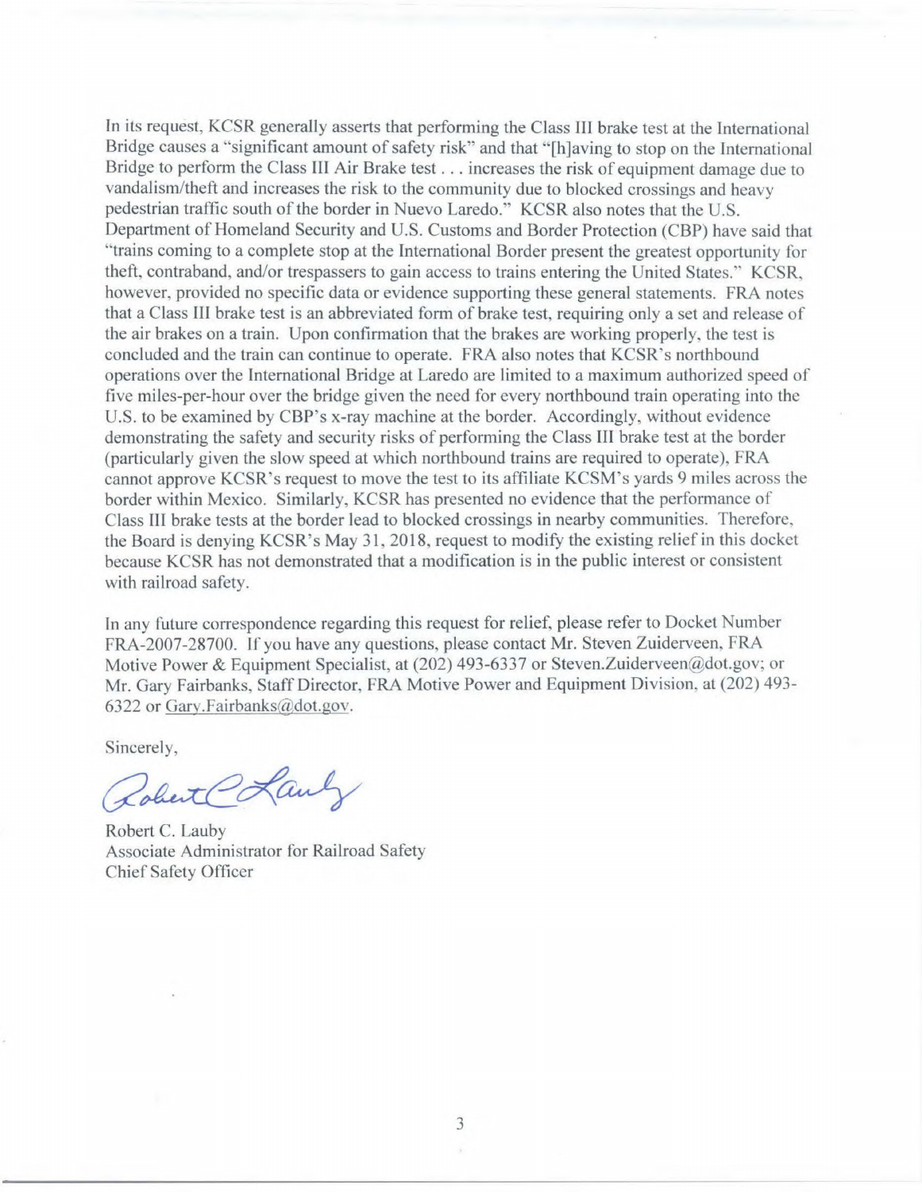In its request, KCSR generally asserts that performing the Class III brake test at the International Bridge causes a "significant amount of safety risk" and that "[h]aving to stop on the International Bridge to perform the Class III Air Brake test . . . increases the risk of equipment damage due to vandalism/theft and increases the risk to the community due to blocked crossings and heavy pedestrian traffic south of the border in Nuevo Laredo." KCSR also notes that the U.S. Department of Homeland Security and U.S. Customs and Border Protection (CBP) have said that "trains coming to a complete stop at the International Border present the greatest opportunity for theft, contraband, and/or trespassers to gain access to trains entering the United States." KCSR, however, provided no specific data or evidence supporting these general statements. FRA notes that a Class III brake test is an abbreviated form of brake test, requiring only a set and release of the air brakes on a train. Upon confirmation that the brakes are working properly, the test is concluded and the train can continue to operate. FRA also notes that KCSR's northbound operations over the International Bridge at Laredo are limited to a maximum authorized speed of five miles-per-hour over the bridge given the need for every northbound train operating into the U.S. to be examined by CBP's x-ray machine at the border. Accordingly, without evidence demonstrating the safety and security risks of performing the Class III brake test at the border (particularly given the slow speed at which northbound trains are required to operate), FRA cannot approve KCSR's request to move the test to its affiliate KCSM's yards 9 miles across the border within Mexico. Similarly, KCSR has presented no evidence that the performance of Class III brake tests at the border lead to blocked crossings in nearby communities. Therefore, the Board is denying KCSR's May 31, 2018, request to modify the existing relief in this docket because KCSR has not demonstrated that a modification is in the public interest or consistent with railroad safety.

In any future correspondence regarding this request for relief, please refer to Docket Number FRA-2007-28700. If you have any questions, please contact Mr. Steven Zuiderveen, FRA Motive Power & Equipment Specialist, at (202) 493-6337 or Steven.Zuiderveen@dot.gov; or Mr. Gary Fairbanks, Staff Director, FRA Motive Power and Equipment Division, at (202) 493-6322 or Gary.Fairbanks@dot.gov.

Sincerely,

Robert C. Lauby
Associate Administrator for Railroad Safety
Chief Safety Officer